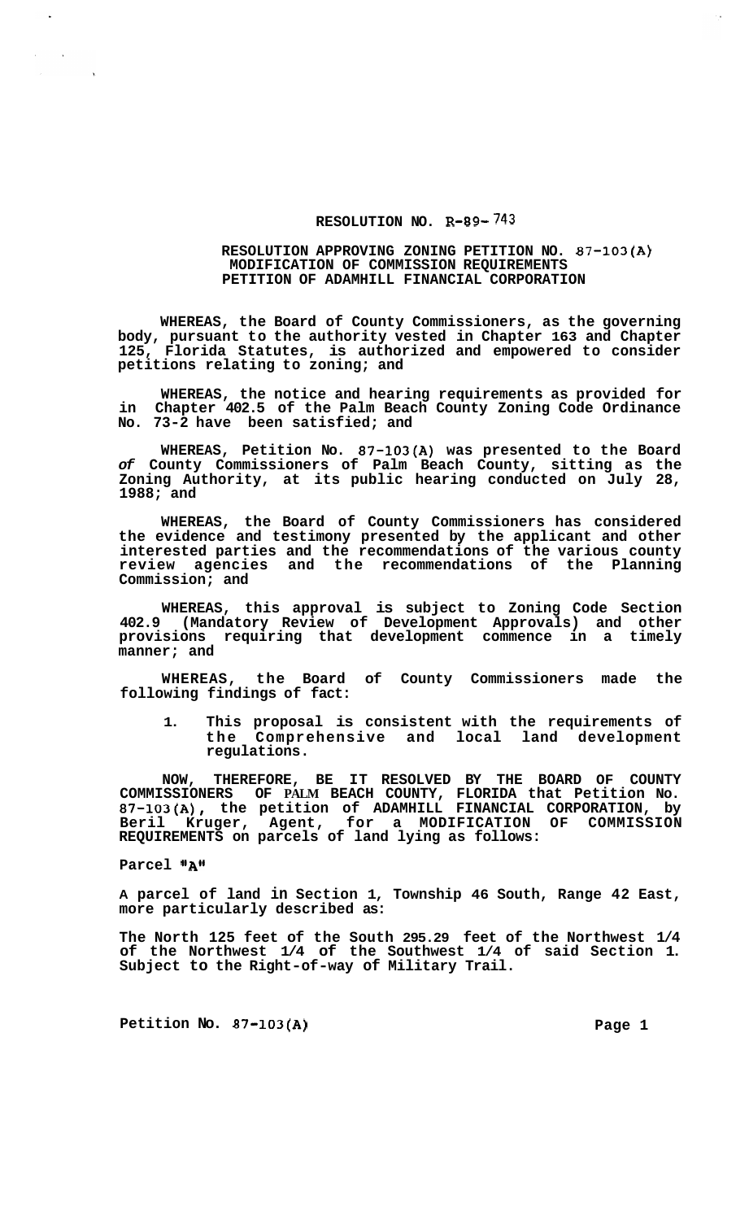# RESOLUTION NO. R-89-743

## RESOLUTION APPROVING ZONING PETITION NO. 87-103(A) MODIFICATION OF COMMISSION REQUIREMENTS PETITION OF ADAMHILL FINANCIAL CORPORATION

**WHEREAS, the Board of County Commissioners, as the governing body, pursuant to the authority vested in Chapter 163 and Chapter 125, Florida Statutes, is authorized and empowered to consider petitions relating to zoning; and**

**WHEREAS, the notice and hearing requirements as provided for in Chapter 402.5 of the Palm Beach County Zoning Code Ordinance No. 73-2 have been satisfied; and**

**WHEREAS, Petition No. 87-103(A) was presented to the Board of County Commissioners of Palm Beach County, sitting as the Zoning Authority, at its public hearing conducted on July 28, 1988; and**

**WHEREAS, the Board of County Commissioners has considered the evidence and testimony presented by the applicant and other interested parties and the recommendations of the various county review agencies and the recommendations of the Planning Commission; and**

**WHEREAS, this approval is subject to Zoning Code Section 402.9 (Mandatory Review of Development Approvals) and other provisions requiring that development commence in a timely manner; and**

**WHEREAS, the Board of County Commissioners made the following findings of fact:**

1. **This proposal is consistent with the requirements of the Comprehensive and local land development regulations.**

**NOW, THEREFORE, BE IT RESOLVED BY THE BOARD OF COUNTY COMMISSIONERS OF PALM BEACH COUNTY, FLORIDA that Petition No. 87-103(A), the petition of ADAMHILL FINANCIAL CORPORATION, by Beril Kruger, Agent, for a MODIFICATION OF COMMISSION REQUIREMENTS on parcels of land lying as follows:**

**Parcel "A"**

**A parcel of land in Section 1, Township 46 South, Range 42 East, more particularly described as:**

**The North 125 feet of the South 295.29 feet of the Northwest 1/4 of the Northwest 1/4 of the Southwest 1/4 of said Section 1. Subject to the Right-of-way of Military Trail.**

**Petition No. 87-103(A)**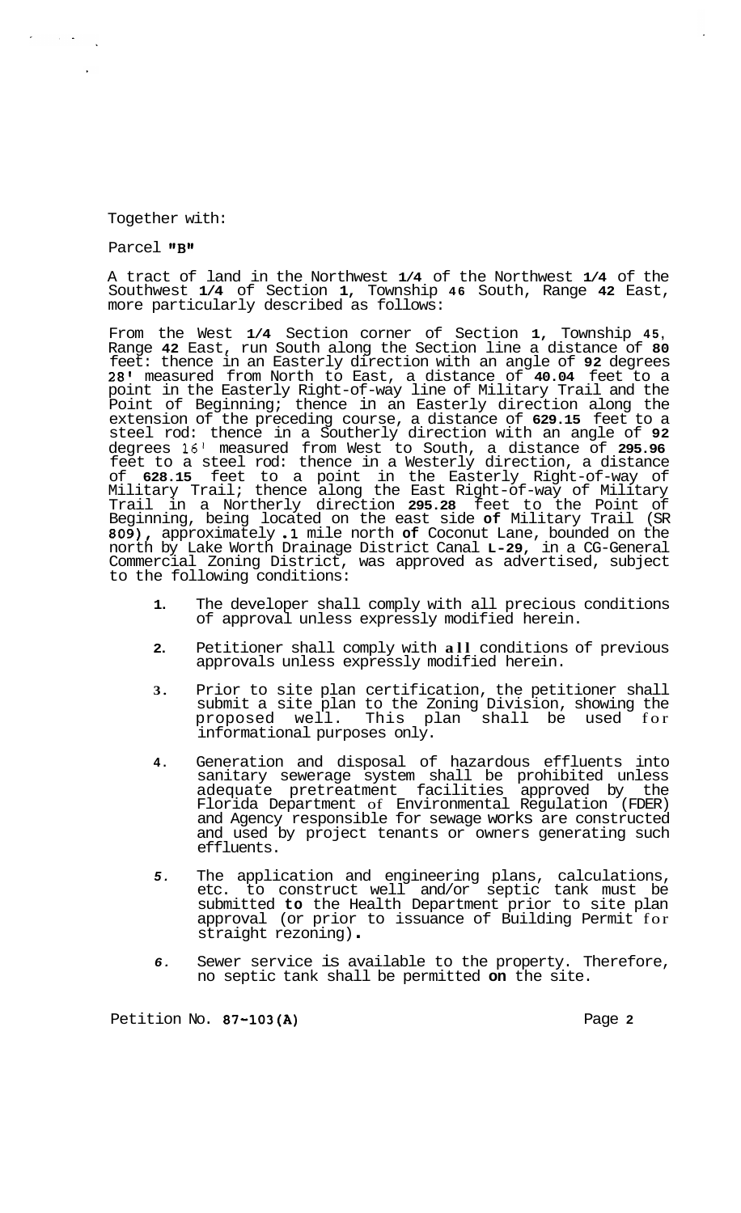Together with:

Parcel "B"

A tract of land in the Northwest 1/4 of the Northwest 1/4 of the Southwest 1/4 of Section 1, Township 46 South, Range 42 East, more particularly described as follows:

From the West 1/4 Section corner of Section 1, Township 45, Range 42 East, run South along the Section line a distance of 80 feet: thence in an Easterly direction with an angle of 92 degrees 28' measured from North to East, a distance of 40.04 feet to a point in the Easterly Right-of-way line of Military Trail and the Point of Beginning; thence in an Easterly direction along the extension of the preceding course, a distance of 629.15 feet to a steel rod: thence in a Southerly direction with an angle of 92 degrees 16' measured from West to South, a distance of 295.96 feet to a steel rod: thence in a Westerly direction, a distance of 628.15 feet to a point in the Easterly Right-of-way of Military Trail; thence along the East Right-of-way of Military Trail in a Northerly direction 295.28 feet to the Point of Beginning, being located on the east side of Military Trail (SR 809), approximately .1 mile north of Coconut Lane, bounded on the north by Lake Worth Drainage District Canal L-29, in a CG-General Commercial Zoning District, was approved as advertised, subject to the following conditions:

1. The developer shall comply with all precious conditions of approval unless expressly modified herein.

2. Petitioner shall comply with all conditions of previous approvals unless expressly modified herein.

3. Prior to site plan certification, the petitioner shall submit a site plan to the Zoning Division, showing the proposed well. This plan shall be used for informational purposes only.

4. Generation and disposal of hazardous effluents into sanitary sewerage system shall be prohibited unless adequate pretreatment facilities approved by the Florida Department of Environmental Regulation (FDER) and Agency responsible for sewage works are constructed and used by project tenants or owners generating such effluents.

5. The application and engineering plans, calculations, etc. to construct well and/or septic tank must be submitted to the Health Department prior to site plan approval (or prior to issuance of Building Permit for straight rezoning).

6. Sewer service is available to the property. Therefore, no septic tank shall be permitted on the site.

Petition No. 87-103(A)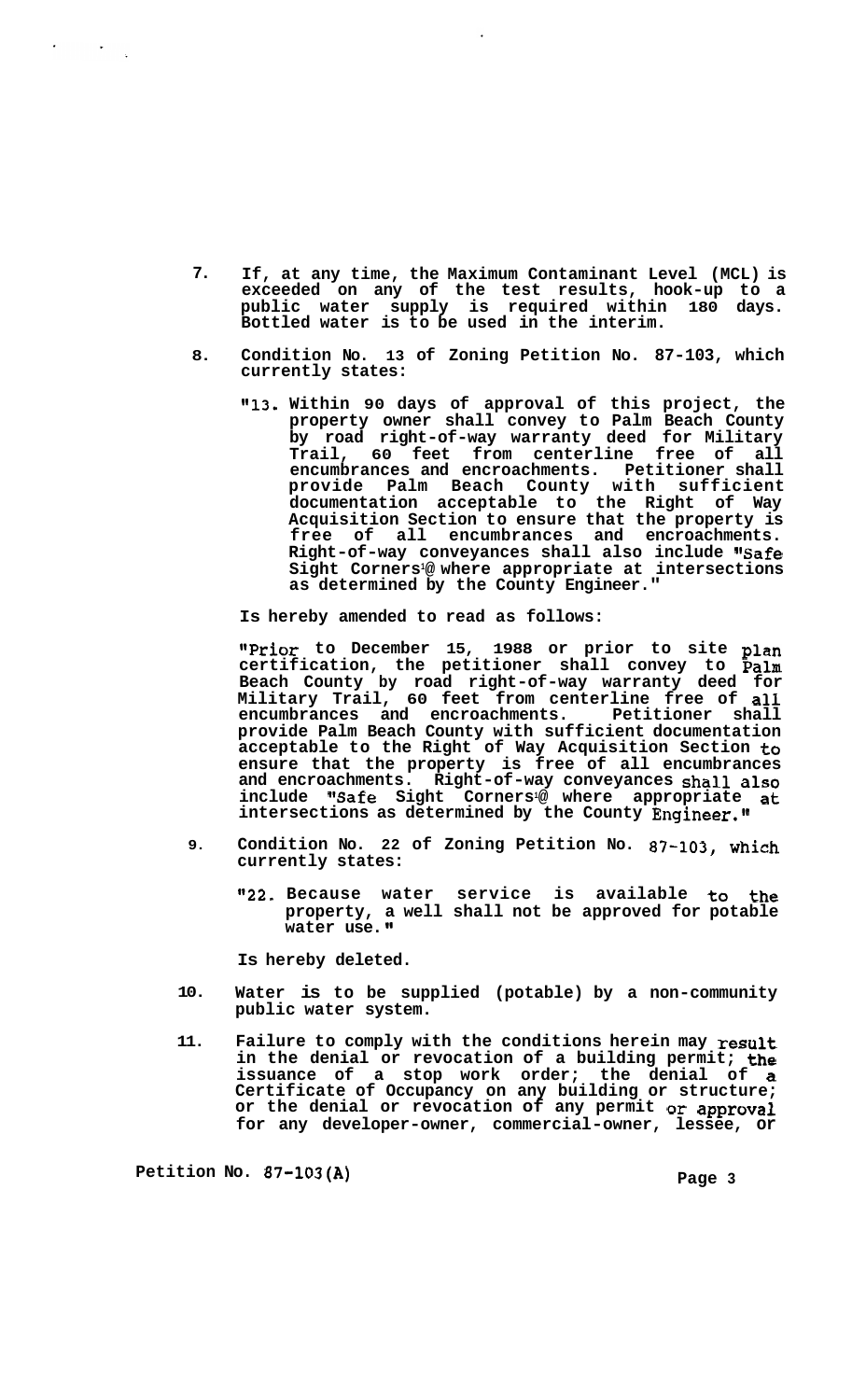7. If, at any time, the Maximum Contaminant Level (MCL) is exceeded on any of the test results, hook-up to a public water supply is required within 180 days. Bottled water is to be used in the interim.

8. Condition No. 13 of Zoning Petition No. 87-103, which currently states:

   "13. Within 90 days of approval of this project, the property owner shall convey to Palm Beach County by road right-of-way warranty deed for Military Trail, 60 feet from centerline free of all encumbrances and encroachments. Petitioner shall provide Palm Beach County with sufficient documentation acceptable to the Right of Way Acquisition Section to ensure that the property is free of all encumbrances and encroachments. Right-of-way conveyances shall also include "Safe Sight Corners" where appropriate at intersections as determined by the County Engineer."

   Is hereby amended to read as follows:

   "Prior to December 15, 1988 or prior to site plan certification, the petitioner shall convey to Palm Beach County by road right-of-way warranty deed for Military Trail, 60 feet from centerline free of all encumbrances and encroachments. Petitioner shall provide Palm Beach County with sufficient documentation acceptable to the Right of Way Acquisition Section to ensure that the property is free of all encumbrances and encroachments. Right-of-way conveyances shall also include "Safe Sight Corners" where appropriate at intersections as determined by the County Engineer."

9. Condition No. 22 of Zoning Petition No. 87-103, which currently states:

   "22. Because water service is available to the property, a well shall not be approved for potable water use."

   Is hereby deleted.

10. Water is to be supplied (potable) by a non-community public water system.

11. Failure to comply with the conditions herein may result in the denial or revocation of a building permit; the issuance of a stop work order; the denial of a Certificate of Occupancy on any building or structure; or the denial or revocation of any permit or approval for any developer-owner, commercial-owner, lessee, or

Petition No. 87-103(A)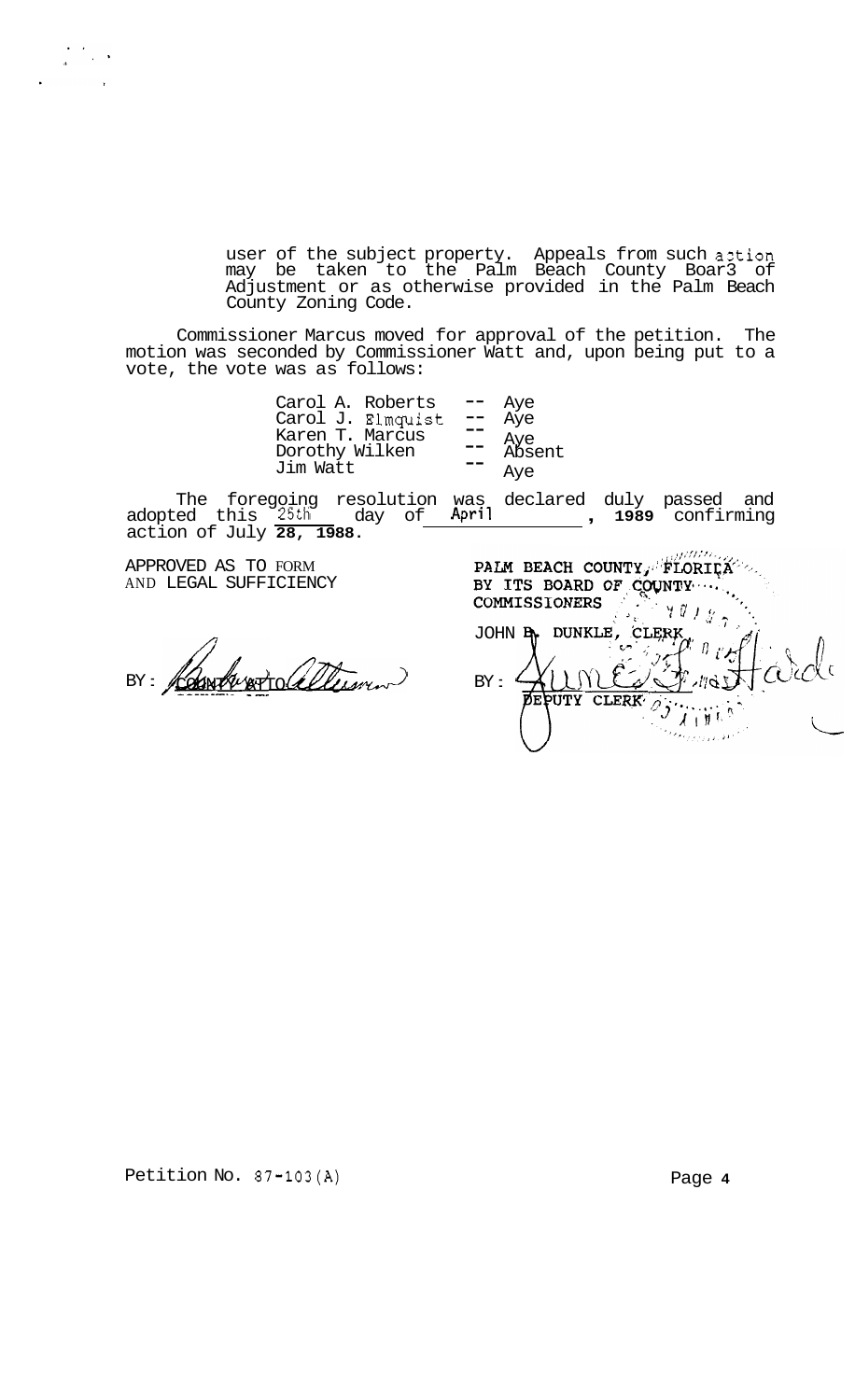user of the subject property. Appeals from such action may be taken to the Palm Beach County Boar3 of Adjustment or as otherwise provided in the Palm Beach County Zoning Code.

Commissioner Marcus moved for approval of the petition. The motion was seconded by Commissioner Watt and, upon being put to a vote, the vote was as follows:

| | | |
|---|---|---|
| Carol A. Roberts | -- | Aye |
| Carol J. Elmquist | -- | Aye |
| Karen T. Marcus | -- | Aye |
| Dorothy Wilken | -- | Absent |
| Jim Watt | -- | Aye |

The foregoing resolution was declared duly passed and adopted this 25th day of April, **1989** confirming action of July **28, 1988**.

APPROVED AS TO FORM AND LEGAL SUFFICIENCY

BY: COUNTY ATTORNEY

PALM BEACH COUNTY, FLORIDA BY ITS BOARD OF COUNTY COMMISSIONERS

JOHN B. DUNKLE, CLERK

BY: DEPUTY CLERK

Petition No. 87-103(A)